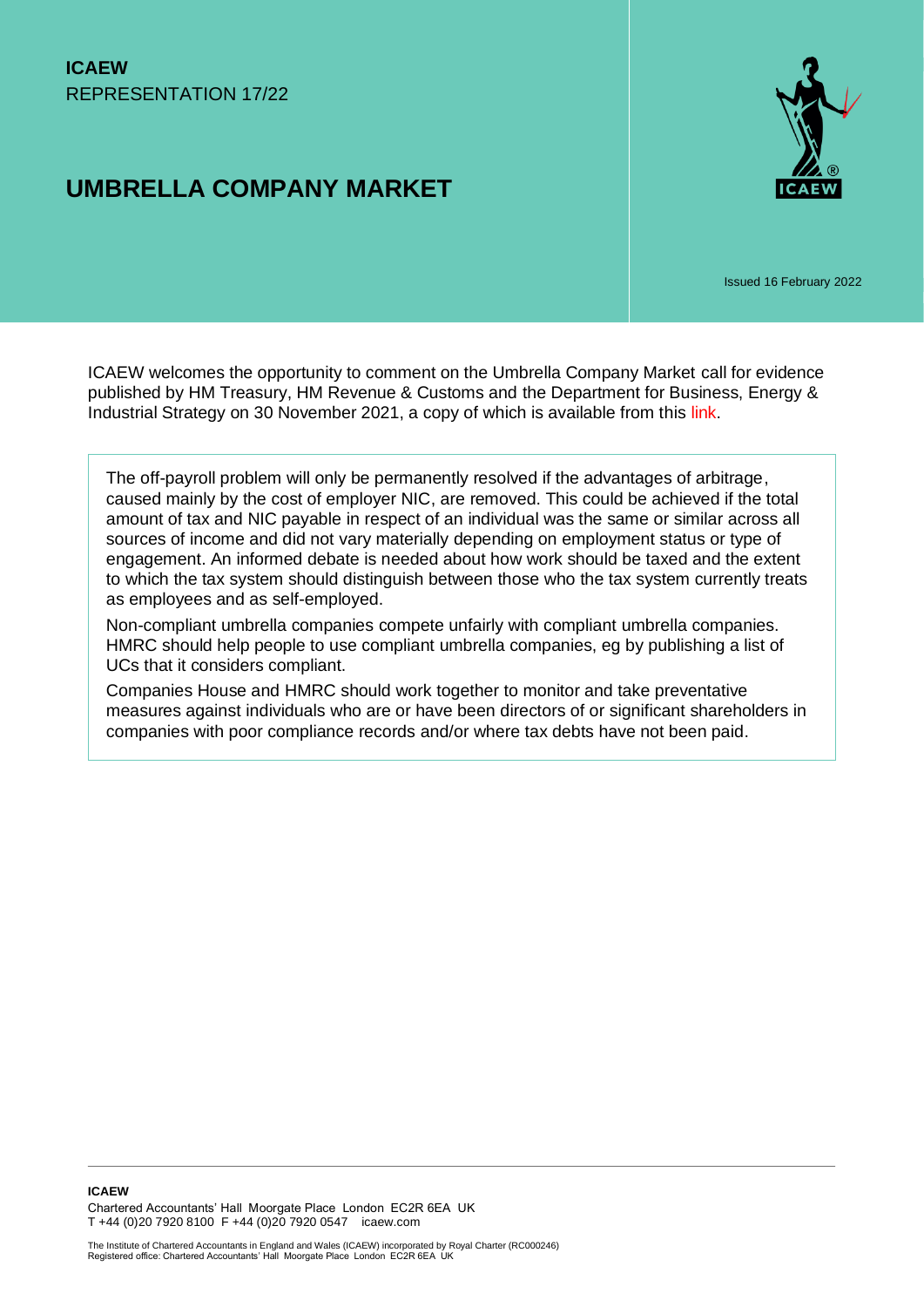**ICAEW**
REPRESENTATION 17/22

# UMBRELLA COMPANY MARKET

Issued 16 February 2022

ICAEW welcomes the opportunity to comment on the Umbrella Company Market call for evidence published by HM Treasury, HM Revenue & Customs and the Department for Business, Energy & Industrial Strategy on 30 November 2021, a copy of which is available from this link.

> The off-payroll problem will only be permanently resolved if the advantages of arbitrage, caused mainly by the cost of employer NIC, are removed. This could be achieved if the total amount of tax and NIC payable in respect of an individual was the same or similar across all sources of income and did not vary materially depending on employment status or type of engagement. An informed debate is needed about how work should be taxed and the extent to which the tax system should distinguish between those who the tax system currently treats as employees and as self-employed.
>
> Non-compliant umbrella companies compete unfairly with compliant umbrella companies. HMRC should help people to use compliant umbrella companies, eg by publishing a list of UCs that it considers compliant.
>
> Companies House and HMRC should work together to monitor and take preventative measures against individuals who are or have been directors of or significant shareholders in companies with poor compliance records and/or where tax debts have not been paid.

**ICAEW**
Chartered Accountants' Hall Moorgate Place London EC2R 6EA UK
T +44 (0)20 7920 8100 F +44 (0)20 7920 0547 icaew.com

The Institute of Chartered Accountants in England and Wales (ICAEW) incorporated by Royal Charter (RC000246)
Registered office: Chartered Accountants' Hall Moorgate Place London EC2R 6EA UK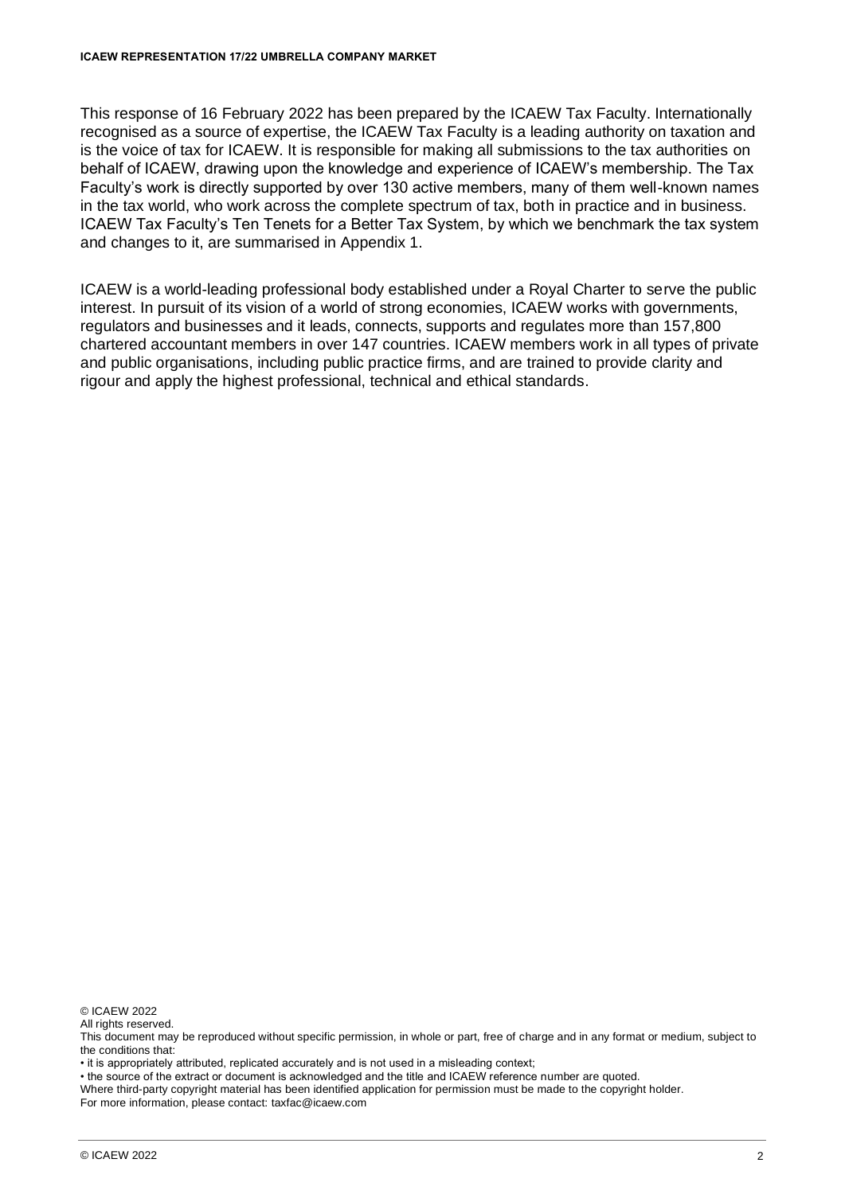This response of 16 February 2022 has been prepared by the ICAEW Tax Faculty. Internationally recognised as a source of expertise, the ICAEW Tax Faculty is a leading authority on taxation and is the voice of tax for ICAEW. It is responsible for making all submissions to the tax authorities on behalf of ICAEW, drawing upon the knowledge and experience of ICAEW's membership. The Tax Faculty's work is directly supported by over 130 active members, many of them well-known names in the tax world, who work across the complete spectrum of tax, both in practice and in business. ICAEW Tax Faculty's Ten Tenets for a Better Tax System, by which we benchmark the tax system and changes to it, are summarised in Appendix 1.

ICAEW is a world-leading professional body established under a Royal Charter to serve the public interest. In pursuit of its vision of a world of strong economies, ICAEW works with governments, regulators and businesses and it leads, connects, supports and regulates more than 157,800 chartered accountant members in over 147 countries. ICAEW members work in all types of private and public organisations, including public practice firms, and are trained to provide clarity and rigour and apply the highest professional, technical and ethical standards.

© ICAEW 2022
All rights reserved.
This document may be reproduced without specific permission, in whole or part, free of charge and in any format or medium, subject to the conditions that:
• it is appropriately attributed, replicated accurately and is not used in a misleading context;
• the source of the extract or document is acknowledged and the title and ICAEW reference number are quoted.
Where third-party copyright material has been identified application for permission must be made to the copyright holder.
For more information, please contact: taxfac@icaew.com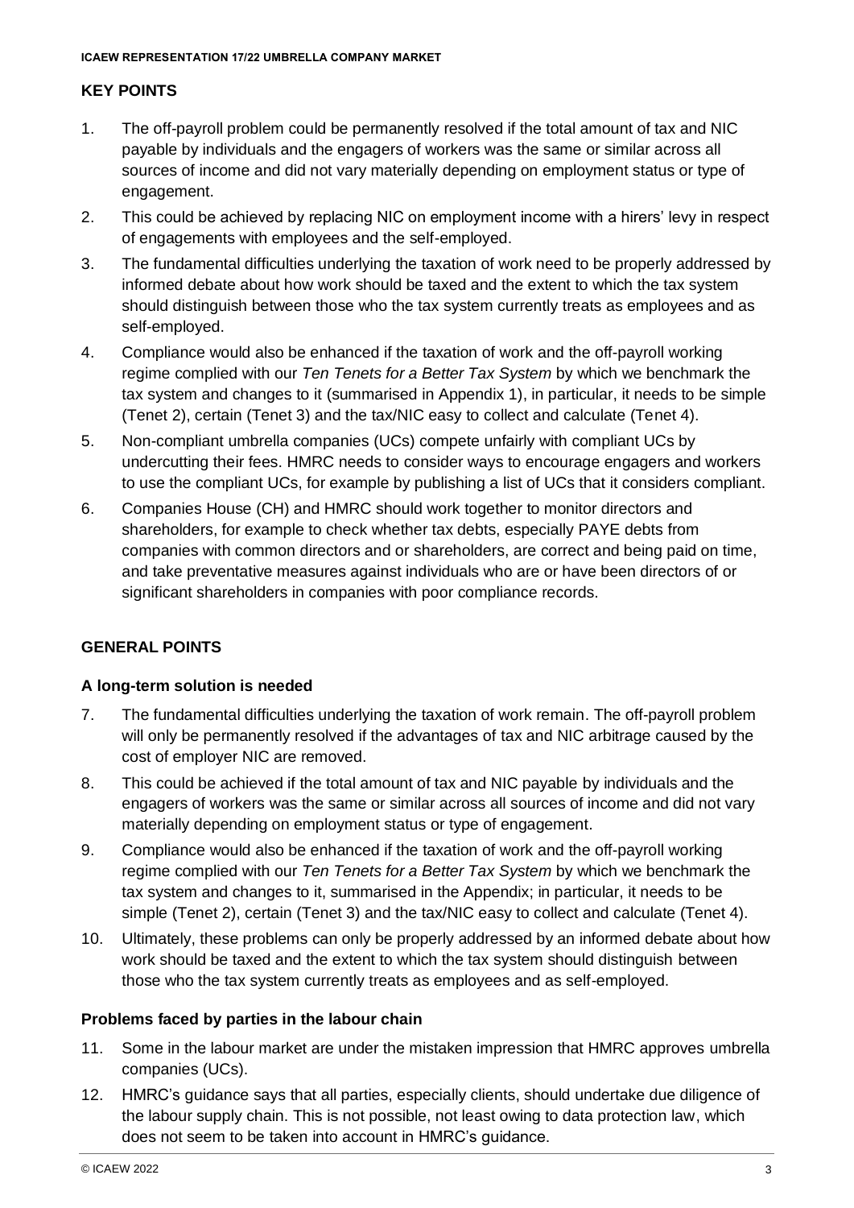## KEY POINTS

1. The off-payroll problem could be permanently resolved if the total amount of tax and NIC payable by individuals and the engagers of workers was the same or similar across all sources of income and did not vary materially depending on employment status or type of engagement.
2. This could be achieved by replacing NIC on employment income with a hirers' levy in respect of engagements with employees and the self-employed.
3. The fundamental difficulties underlying the taxation of work need to be properly addressed by informed debate about how work should be taxed and the extent to which the tax system should distinguish between those who the tax system currently treats as employees and as self-employed.
4. Compliance would also be enhanced if the taxation of work and the off-payroll working regime complied with our *Ten Tenets for a Better Tax System* by which we benchmark the tax system and changes to it (summarised in Appendix 1), in particular, it needs to be simple (Tenet 2), certain (Tenet 3) and the tax/NIC easy to collect and calculate (Tenet 4).
5. Non-compliant umbrella companies (UCs) compete unfairly with compliant UCs by undercutting their fees. HMRC needs to consider ways to encourage engagers and workers to use the compliant UCs, for example by publishing a list of UCs that it considers compliant.
6. Companies House (CH) and HMRC should work together to monitor directors and shareholders, for example to check whether tax debts, especially PAYE debts from companies with common directors and or shareholders, are correct and being paid on time, and take preventative measures against individuals who are or have been directors of or significant shareholders in companies with poor compliance records.

## GENERAL POINTS

### A long-term solution is needed

7. The fundamental difficulties underlying the taxation of work remain. The off-payroll problem will only be permanently resolved if the advantages of tax and NIC arbitrage caused by the cost of employer NIC are removed.
8. This could be achieved if the total amount of tax and NIC payable by individuals and the engagers of workers was the same or similar across all sources of income and did not vary materially depending on employment status or type of engagement.
9. Compliance would also be enhanced if the taxation of work and the off-payroll working regime complied with our *Ten Tenets for a Better Tax System* by which we benchmark the tax system and changes to it, summarised in the Appendix; in particular, it needs to be simple (Tenet 2), certain (Tenet 3) and the tax/NIC easy to collect and calculate (Tenet 4).
10. Ultimately, these problems can only be properly addressed by an informed debate about how work should be taxed and the extent to which the tax system should distinguish between those who the tax system currently treats as employees and as self-employed.

### Problems faced by parties in the labour chain

11. Some in the labour market are under the mistaken impression that HMRC approves umbrella companies (UCs).
12. HMRC's guidance says that all parties, especially clients, should undertake due diligence of the labour supply chain. This is not possible, not least owing to data protection law, which does not seem to be taken into account in HMRC's guidance.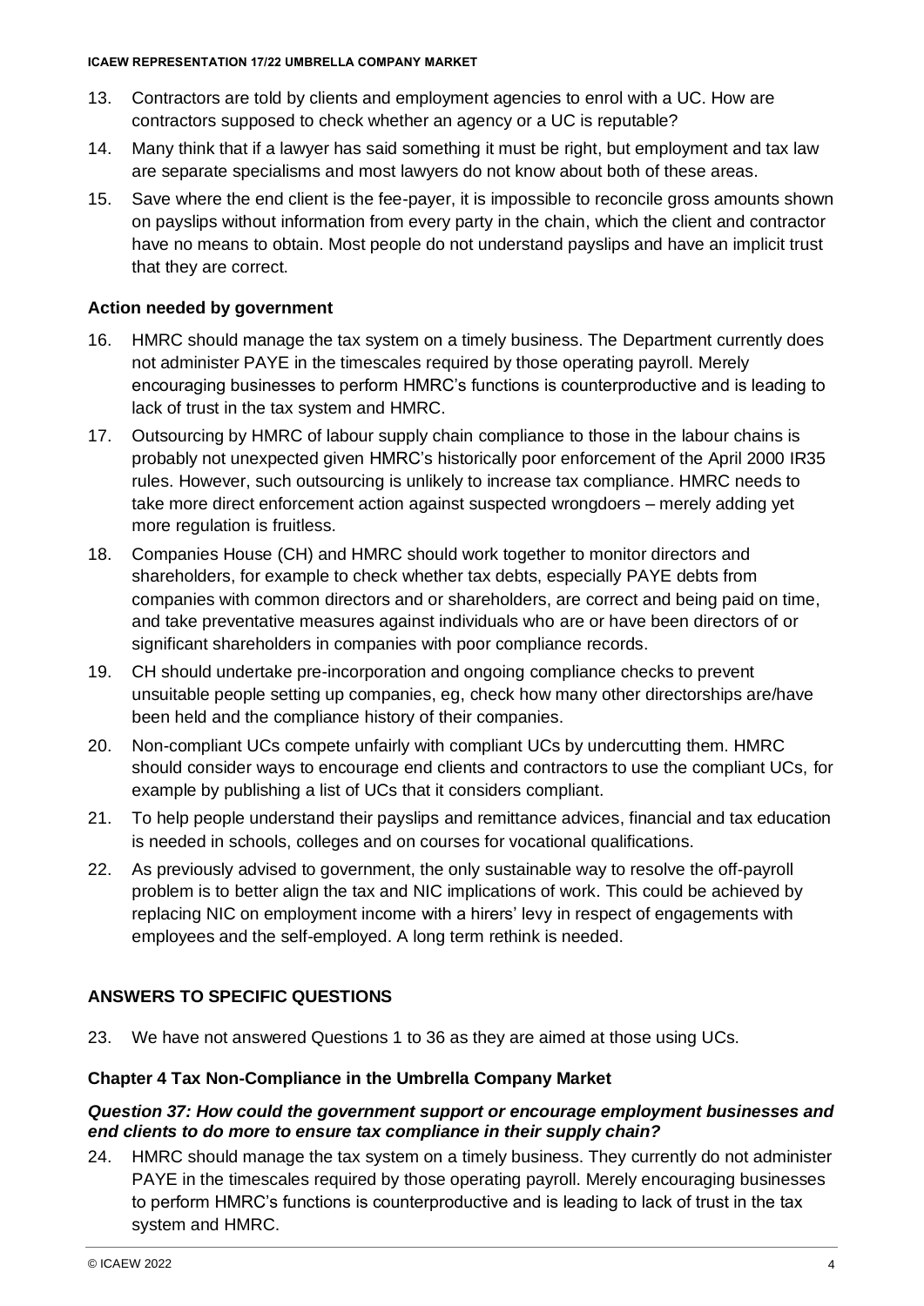13. Contractors are told by clients and employment agencies to enrol with a UC. How are contractors supposed to check whether an agency or a UC is reputable?
14. Many think that if a lawyer has said something it must be right, but employment and tax law are separate specialisms and most lawyers do not know about both of these areas.
15. Save where the end client is the fee-payer, it is impossible to reconcile gross amounts shown on payslips without information from every party in the chain, which the client and contractor have no means to obtain. Most people do not understand payslips and have an implicit trust that they are correct.

### Action needed by government

16. HMRC should manage the tax system on a timely business. The Department currently does not administer PAYE in the timescales required by those operating payroll. Merely encouraging businesses to perform HMRC's functions is counterproductive and is leading to lack of trust in the tax system and HMRC.
17. Outsourcing by HMRC of labour supply chain compliance to those in the labour chains is probably not unexpected given HMRC's historically poor enforcement of the April 2000 IR35 rules. However, such outsourcing is unlikely to increase tax compliance. HMRC needs to take more direct enforcement action against suspected wrongdoers – merely adding yet more regulation is fruitless.
18. Companies House (CH) and HMRC should work together to monitor directors and shareholders, for example to check whether tax debts, especially PAYE debts from companies with common directors and or shareholders, are correct and being paid on time, and take preventative measures against individuals who are or have been directors of or significant shareholders in companies with poor compliance records.
19. CH should undertake pre-incorporation and ongoing compliance checks to prevent unsuitable people setting up companies, eg, check how many other directorships are/have been held and the compliance history of their companies.
20. Non-compliant UCs compete unfairly with compliant UCs by undercutting them. HMRC should consider ways to encourage end clients and contractors to use the compliant UCs, for example by publishing a list of UCs that it considers compliant.
21. To help people understand their payslips and remittance advices, financial and tax education is needed in schools, colleges and on courses for vocational qualifications.
22. As previously advised to government, the only sustainable way to resolve the off-payroll problem is to better align the tax and NIC implications of work. This could be achieved by replacing NIC on employment income with a hirers' levy in respect of engagements with employees and the self-employed. A long term rethink is needed.

## ANSWERS TO SPECIFIC QUESTIONS

23. We have not answered Questions 1 to 36 as they are aimed at those using UCs.

### Chapter 4 Tax Non-Compliance in the Umbrella Company Market

***Question 37: How could the government support or encourage employment businesses and end clients to do more to ensure tax compliance in their supply chain?***

24. HMRC should manage the tax system on a timely business. They currently do not administer PAYE in the timescales required by those operating payroll. Merely encouraging businesses to perform HMRC's functions is counterproductive and is leading to lack of trust in the tax system and HMRC.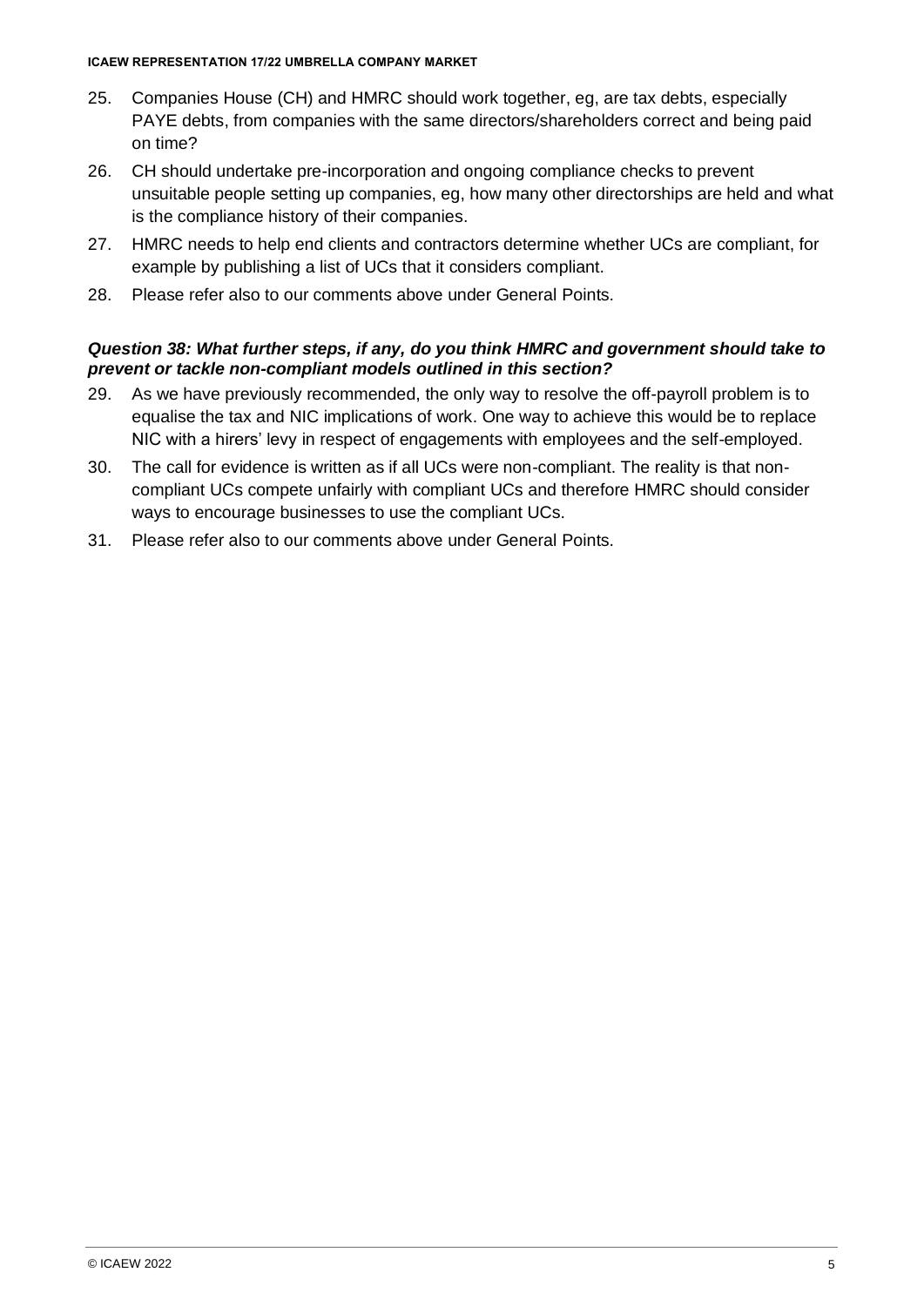25. Companies House (CH) and HMRC should work together, eg, are tax debts, especially PAYE debts, from companies with the same directors/shareholders correct and being paid on time?
26. CH should undertake pre-incorporation and ongoing compliance checks to prevent unsuitable people setting up companies, eg, how many other directorships are held and what is the compliance history of their companies.
27. HMRC needs to help end clients and contractors determine whether UCs are compliant, for example by publishing a list of UCs that it considers compliant.
28. Please refer also to our comments above under General Points.

***Question 38: What further steps, if any, do you think HMRC and government should take to prevent or tackle non-compliant models outlined in this section?***

29. As we have previously recommended, the only way to resolve the off-payroll problem is to equalise the tax and NIC implications of work. One way to achieve this would be to replace NIC with a hirers' levy in respect of engagements with employees and the self-employed.
30. The call for evidence is written as if all UCs were non-compliant. The reality is that non-compliant UCs compete unfairly with compliant UCs and therefore HMRC should consider ways to encourage businesses to use the compliant UCs.
31. Please refer also to our comments above under General Points.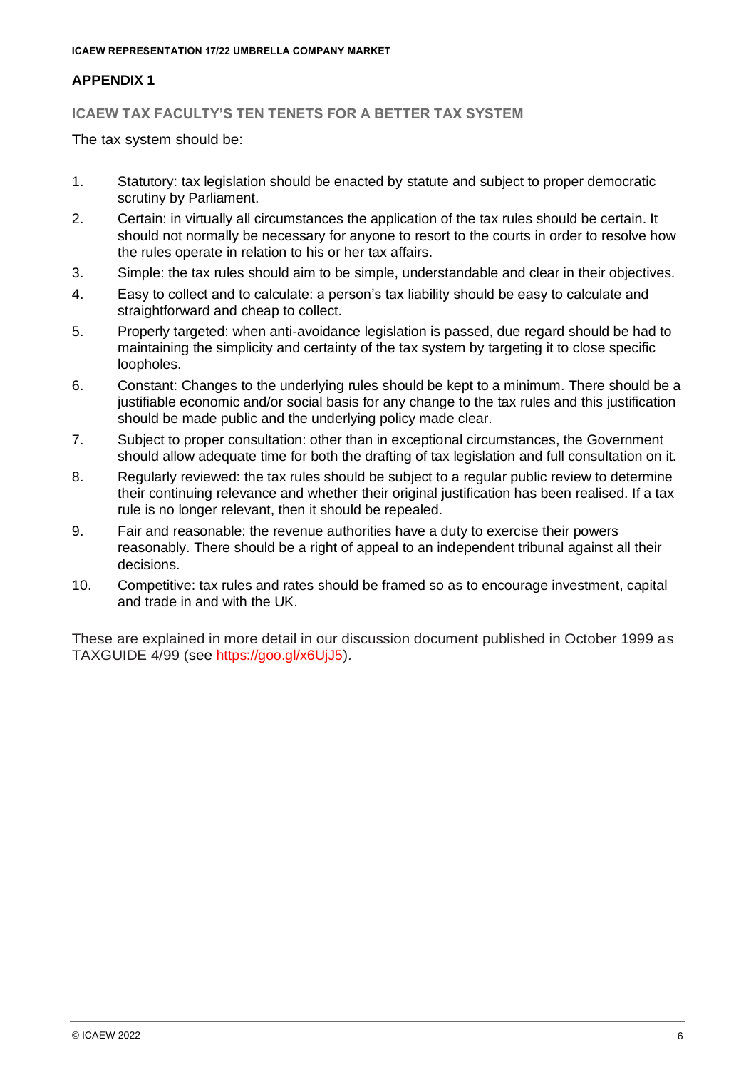## APPENDIX 1

### ICAEW TAX FACULTY'S TEN TENETS FOR A BETTER TAX SYSTEM

The tax system should be:

1. Statutory: tax legislation should be enacted by statute and subject to proper democratic scrutiny by Parliament.
2. Certain: in virtually all circumstances the application of the tax rules should be certain. It should not normally be necessary for anyone to resort to the courts in order to resolve how the rules operate in relation to his or her tax affairs.
3. Simple: the tax rules should aim to be simple, understandable and clear in their objectives.
4. Easy to collect and to calculate: a person's tax liability should be easy to calculate and straightforward and cheap to collect.
5. Properly targeted: when anti-avoidance legislation is passed, due regard should be had to maintaining the simplicity and certainty of the tax system by targeting it to close specific loopholes.
6. Constant: Changes to the underlying rules should be kept to a minimum. There should be a justifiable economic and/or social basis for any change to the tax rules and this justification should be made public and the underlying policy made clear.
7. Subject to proper consultation: other than in exceptional circumstances, the Government should allow adequate time for both the drafting of tax legislation and full consultation on it.
8. Regularly reviewed: the tax rules should be subject to a regular public review to determine their continuing relevance and whether their original justification has been realised. If a tax rule is no longer relevant, then it should be repealed.
9. Fair and reasonable: the revenue authorities have a duty to exercise their powers reasonably. There should be a right of appeal to an independent tribunal against all their decisions.
10. Competitive: tax rules and rates should be framed so as to encourage investment, capital and trade in and with the UK.

These are explained in more detail in our discussion document published in October 1999 as TAXGUIDE 4/99 (see https://goo.gl/x6UjJ5).